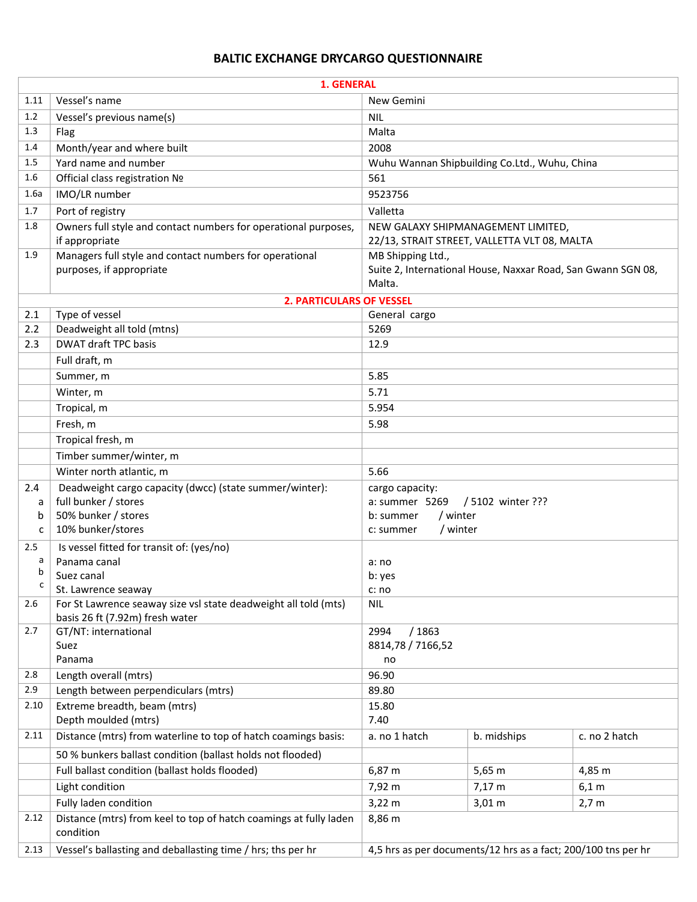# BALTIC EXCHANGE DRYCARGO QUESTIONNAIRE

| | | | | |
|---|---|---|---|---|
| | **1. GENERAL** | | | |
| 1.11 | Vessel's name | New Gemini | | |
| 1.2 | Vessel's previous name(s) | NIL | | |
| 1.3 | Flag | Malta | | |
| 1.4 | Month/year and where built | 2008 | | |
| 1.5 | Yard name and number | Wuhu Wannan Shipbuilding Co.Ltd., Wuhu, China | | |
| 1.6 | Official class registration № | 561 | | |
| 1.6a | IMO/LR number | 9523756 | | |
| 1.7 | Port of registry | Valletta | | |
| 1.8 | Owners full style and contact numbers for operational purposes, if appropriate | NEW GALAXY SHIPMANAGEMENT LIMITED, 22/13, STRAIT STREET, VALLETTA VLT 08, MALTA | | |
| 1.9 | Managers full style and contact numbers for operational purposes, if appropriate | MB Shipping Ltd., Suite 2, International House, Naxxar Road, San Gwann SGN 08, Malta. | | |
| | **2. PARTICULARS OF VESSEL** | | | |
| 2.1 | Type of vessel | General cargo | | |
| 2.2 | Deadweight all told (mtns) | 5269 | | |
| 2.3 | DWAT draft TPC basis | 12.9 | | |
| | Full draft, m | | | |
| | Summer, m | 5.85 | | |
| | Winter, m | 5.71 | | |
| | Tropical, m | 5.954 | | |
| | Fresh, m | 5.98 | | |
| | Tropical fresh, m | | | |
| | Timber summer/winter, m | | | |
| | Winter north atlantic, m | 5.66 | | |
| 2.4<br>a<br>b<br>c | Deadweight cargo capacity (dwcc) (state summer/winter):<br>full bunker / stores<br>50% bunker / stores<br>10% bunker/stores | cargo capacity:<br>a: summer 5269 / 5102 winter ???<br>b: summer / winter<br>c: summer / winter | | |
| 2.5<br>a<br>b<br>c | Is vessel fitted for transit of: (yes/no)<br>Panama canal<br>Suez canal<br>St. Lawrence seaway | <br>a: no<br>b: yes<br>c: no | | |
| 2.6 | For St Lawrence seaway size vsl state deadweight all told (mts) basis 26 ft (7.92m) fresh water | NIL | | |
| 2.7 | GT/NT: international<br>Suez<br>Panama | 2994 / 1863<br>8814,78 / 7166,52<br>no | | |
| 2.8 | Length overall (mtrs) | 96.90 | | |
| 2.9 | Length between perpendiculars (mtrs) | 89.80 | | |
| 2.10 | Extreme breadth, beam (mtrs)<br>Depth moulded (mtrs) | 15.80<br>7.40 | | |
| 2.11 | Distance (mtrs) from waterline to top of hatch coamings basis: | a. no 1 hatch | b. midships | c. no 2 hatch |
| | 50 % bunkers ballast condition (ballast holds not flooded) | | | |
| | Full ballast condition (ballast holds flooded) | 6,87 m | 5,65 m | 4,85 m |
| | Light condition | 7,92 m | 7,17 m | 6,1 m |
| | Fully laden condition | 3,22 m | 3,01 m | 2,7 m |
| 2.12 | Distance (mtrs) from keel to top of hatch coamings at fully laden condition | 8,86 m | | |
| 2.13 | Vessel's ballasting and deballasting time / hrs; ths per hr | 4,5 hrs as per documents/12 hrs as a fact; 200/100 tns per hr | | |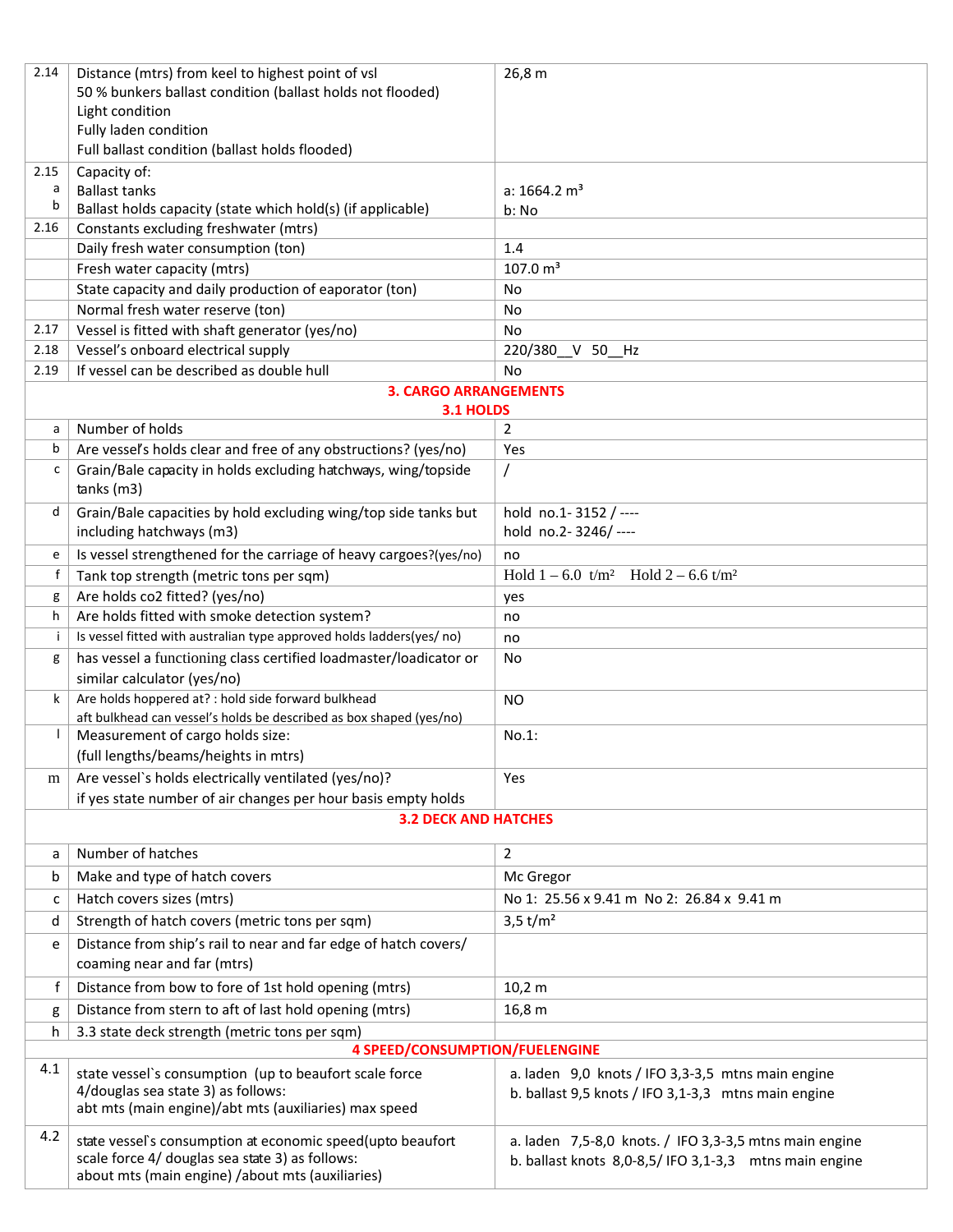| | | |
|---|---|---|
| 2.14 | Distance (mtrs) from keel to highest point of vsl<br>50 % bunkers ballast condition (ballast holds not flooded)<br>Light condition<br>Fully laden condition<br>Full ballast condition (ballast holds flooded) | 26,8 m |
| 2.15<br>a<br>b | Capacity of:<br>Ballast tanks<br>Ballast holds capacity (state which hold(s) (if applicable) | a: 1664.2 m³<br>b: No |
| 2.16 | Constants excluding freshwater (mtrs) | |
| | Daily fresh water consumption (ton) | 1.4 |
| | Fresh water capacity (mtrs) | 107.0 m³ |
| | State capacity and daily production of eaporator (ton) | No |
| | Normal fresh water reserve (ton) | No |
| 2.17 | Vessel is fitted with shaft generator (yes/no) | No |
| 2.18 | Vessel's onboard electrical supply | 220/380__V 50__Hz |
| 2.19 | If vessel can be described as double hull | No |
| | **3. CARGO ARRANGEMENTS**<br>**3.1 HOLDS** | |
| a | Number of holds | 2 |
| b | Are vessel's holds clear and free of any obstructions? (yes/no) | Yes |
| c | Grain/Bale capacity in holds excluding hatchways, wing/topside tanks (m3) | / |
| d | Grain/Bale capacities by hold excluding wing/top side tanks but including hatchways (m3) | hold no.1- 3152 / ----<br>hold no.2- 3246/ ---- |
| e | Is vessel strengthened for the carriage of heavy cargoes?(yes/no) | no |
| f | Tank top strength (metric tons per sqm) | Hold 1 – 6.0 t/m² Hold 2 – 6.6 t/m² |
| g | Are holds co2 fitted? (yes/no) | yes |
| h | Are holds fitted with smoke detection system? | no |
| i | Is vessel fitted with australian type approved holds ladders(yes/ no) | no |
| g | has vessel a functioning class certified loadmaster/loadicator or similar calculator (yes/no) | No |
| k | Are holds hoppered at? : hold side forward bulkhead<br>aft bulkhead can vessel's holds be described as box shaped (yes/no) | NO |
| l | Measurement of cargo holds size:<br>(full lengths/beams/heights in mtrs) | No.1: |
| m | Are vessel`s holds electrically ventilated (yes/no)?<br>if yes state number of air changes per hour basis empty holds | Yes |
| | **3.2 DECK AND HATCHES** | |
| a | Number of hatches | 2 |
| b | Make and type of hatch covers | Mc Gregor |
| c | Hatch covers sizes (mtrs) | No 1: 25.56 x 9.41 m No 2: 26.84 x 9.41 m |
| d | Strength of hatch covers (metric tons per sqm) | 3,5 t/m² |
| e | Distance from ship's rail to near and far edge of hatch covers/ coaming near and far (mtrs) | |
| f | Distance from bow to fore of 1st hold opening (mtrs) | 10,2 m |
| g | Distance from stern to aft of last hold opening (mtrs) | 16,8 m |
| h | 3.3 state deck strength (metric tons per sqm) | |
| | **4 SPEED/CONSUMPTION/FUELENGINE** | |
| 4.1 | state vessel`s consumption (up to beaufort scale force 4/douglas sea state 3) as follows:<br>abt mts (main engine)/abt mts (auxiliaries) max speed | a. laden 9,0 knots / IFO 3,3-3,5 mtns main engine<br>b. ballast 9,5 knots / IFO 3,1-3,3 mtns main engine |
| 4.2 | state vessel`s consumption at economic speed(upto beaufort scale force 4/ douglas sea state 3) as follows:<br>about mts (main engine) /about mts (auxiliaries) | a. laden 7,5-8,0 knots. / IFO 3,3-3,5 mtns main engine<br>b. ballast knots 8,0-8,5/ IFO 3,1-3,3 mtns main engine |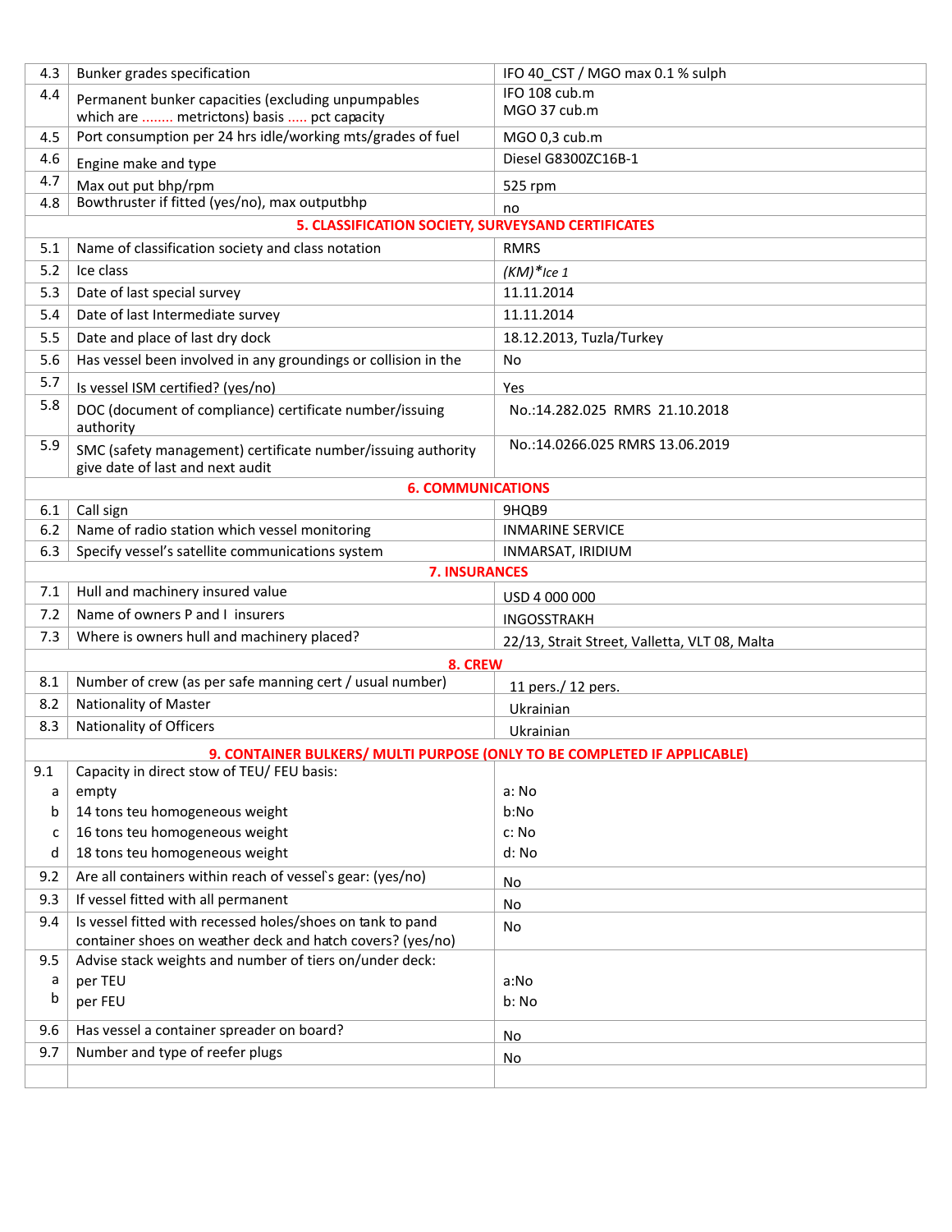| | | |
|---|---|---|
| 4.3 | Bunker grades specification | IFO 40_CST / MGO max 0.1 % sulph |
| 4.4 | Permanent bunker capacities (excluding unpumpables which are ........ metrictons) basis ..... pct capacity | IFO 108 cub.m<br>MGO 37 cub.m |
| 4.5 | Port consumption per 24 hrs idle/working mts/grades of fuel | MGO 0,3 cub.m |
| 4.6 | Engine make and type | Diesel G8300ZC16B-1 |
| 4.7 | Max out put bhp/rpm | 525 rpm |
| 4.8 | Bowthruster if fitted (yes/no), max outputbhp | no |
| | **5. CLASSIFICATION SOCIETY, SURVEYSAND CERTIFICATES** | |
| 5.1 | Name of classification society and class notation | RMRS |
| 5.2 | Ice class | *(KM)\*Ice 1* |
| 5.3 | Date of last special survey | 11.11.2014 |
| 5.4 | Date of last Intermediate survey | 11.11.2014 |
| 5.5 | Date and place of last dry dock | 18.12.2013, Tuzla/Turkey |
| 5.6 | Has vessel been involved in any groundings or collision in the | No |
| 5.7 | Is vessel ISM certified? (yes/no) | Yes |
| 5.8 | DOC (document of compliance) certificate number/issuing authority | No.:14.282.025 RMRS 21.10.2018 |
| 5.9 | SMC (safety management) certificate number/issuing authority give date of last and next audit | No.:14.0266.025 RMRS 13.06.2019 |
| | **6. COMMUNICATIONS** | |
| 6.1 | Call sign | 9HQB9 |
| 6.2 | Name of radio station which vessel monitoring | INMARINE SERVICE |
| 6.3 | Specify vessel's satellite communications system | INMARSAT, IRIDIUM |
| | **7. INSURANCES** | |
| 7.1 | Hull and machinery insured value | USD 4 000 000 |
| 7.2 | Name of owners P and I insurers | INGOSSTRAKH |
| 7.3 | Where is owners hull and machinery placed? | 22/13, Strait Street, Valletta, VLT 08, Malta |
| | **8. CREW** | |
| 8.1 | Number of crew (as per safe manning cert / usual number) | 11 pers./ 12 pers. |
| 8.2 | Nationality of Master | Ukrainian |
| 8.3 | Nationality of Officers | Ukrainian |
| | **9. CONTAINER BULKERS/ MULTI PURPOSE (ONLY TO BE COMPLETED IF APPLICABLE)** | |
| 9.1 | Capacity in direct stow of TEU/ FEU basis: | |
| a | empty | a: No |
| b | 14 tons teu homogeneous weight | b:No |
| c | 16 tons teu homogeneous weight | c: No |
| d | 18 tons teu homogeneous weight | d: No |
| 9.2 | Are all containers within reach of vessel`s gear: (yes/no) | No |
| 9.3 | If vessel fitted with all permanent | No |
| 9.4 | Is vessel fitted with recessed holes/shoes on tank to pand container shoes on weather deck and hatch covers? (yes/no) | No |
| 9.5 | Advise stack weights and number of tiers on/under deck: | |
| a | per TEU | a:No |
| b | per FEU | b: No |
| 9.6 | Has vessel a container spreader on board? | No |
| 9.7 | Number and type of reefer plugs | No |
| | | |